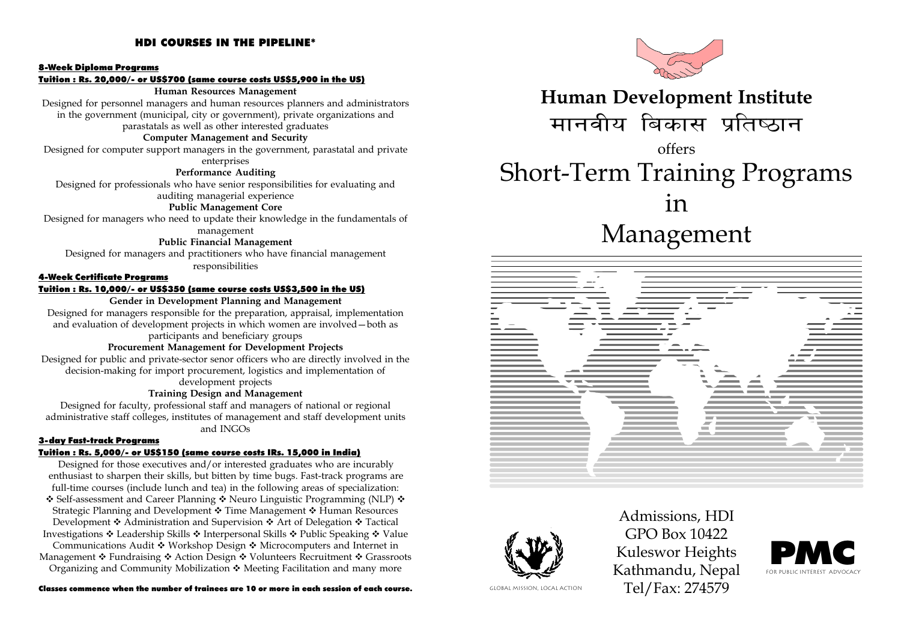## HDI COURSES IN THE PIPELINE*

**8-Week Diploma Programs**

**Tuition : Rs. 20,000/- or US$700 (same course costs US$5,900 in the US)**

**Human Resources Management**

Designed for personnel managers and human resources planners and administrators in the government (municipal, city or government), private organizations and parastatals as well as other interested graduates

**Computer Management and Security**

Designed for computer support managers in the government, parastatal and private enterprises

**Performance Auditing**

Designed for professionals who have senior responsibilities for evaluating and auditing managerial experience

**Public Management Core**

Designed for managers who need to update their knowledge in the fundamentals of management

**Public Financial Management**

Designed for managers and practitioners who have financial management responsibilities

**4-Week Certificate Programs**

**Tuition : Rs. 10,000/- or US$350 (same course costs US$3,500 in the US)**

**Gender in Development Planning and Management**

Designed for managers responsible for the preparation, appraisal, implementation and evaluation of development projects in which women are involved—both as participants and beneficiary groups

**Procurement Management for Development Projects**

Designed for public and private-sector senor officers who are directly involved in the decision-making for import procurement, logistics and implementation of development projects

**Training Design and Management**

Designed for faculty, professional staff and managers of national or regional administrative staff colleges, institutes of management and staff development units and INGOs

**3-day Fast-track Programs**

**Tuition : Rs. 5,000/- or US$150 (same course costs IRs. 15,000 in India)**

Designed for those executives and/or interested graduates who are incurably enthusiast to sharpen their skills, but bitten by time bugs. Fast-track programs are full-time courses (include lunch and tea) in the following areas of specialization: ❖ Self-assessment and Career Planning ❖ Neuro Linguistic Programming (NLP) ❖ Strategic Planning and Development ❖ Time Management ❖ Human Resources Development ❖ Administration and Supervision ❖ Art of Delegation ❖ Tactical Investigations ❖ Leadership Skills ❖ Interpersonal Skills ❖ Public Speaking ❖ Value Communications Audit ❖ Workshop Design ❖ Microcomputers and Internet in Management ❖ Fundraising ❖ Action Design ❖ Volunteers Recruitment ❖ Grassroots Organizing and Community Mobilization ❖ Meeting Facilitation and many more

**Classes commence when the number of trainees are 10 or more in each session of each course.**

# Human Development Institute

# मानवीय बिकास प्रतिष्ठान

offers

# Short-Term Training Programs in Management

GLOBAL MISSION, LOCAL ACTION

Admissions, HDI
GPO Box 10422
Kuleswor Heights
Kathmandu, Nepal
Tel/Fax: 274579

PMC
FOR PUBLIC INTEREST ADVOCACY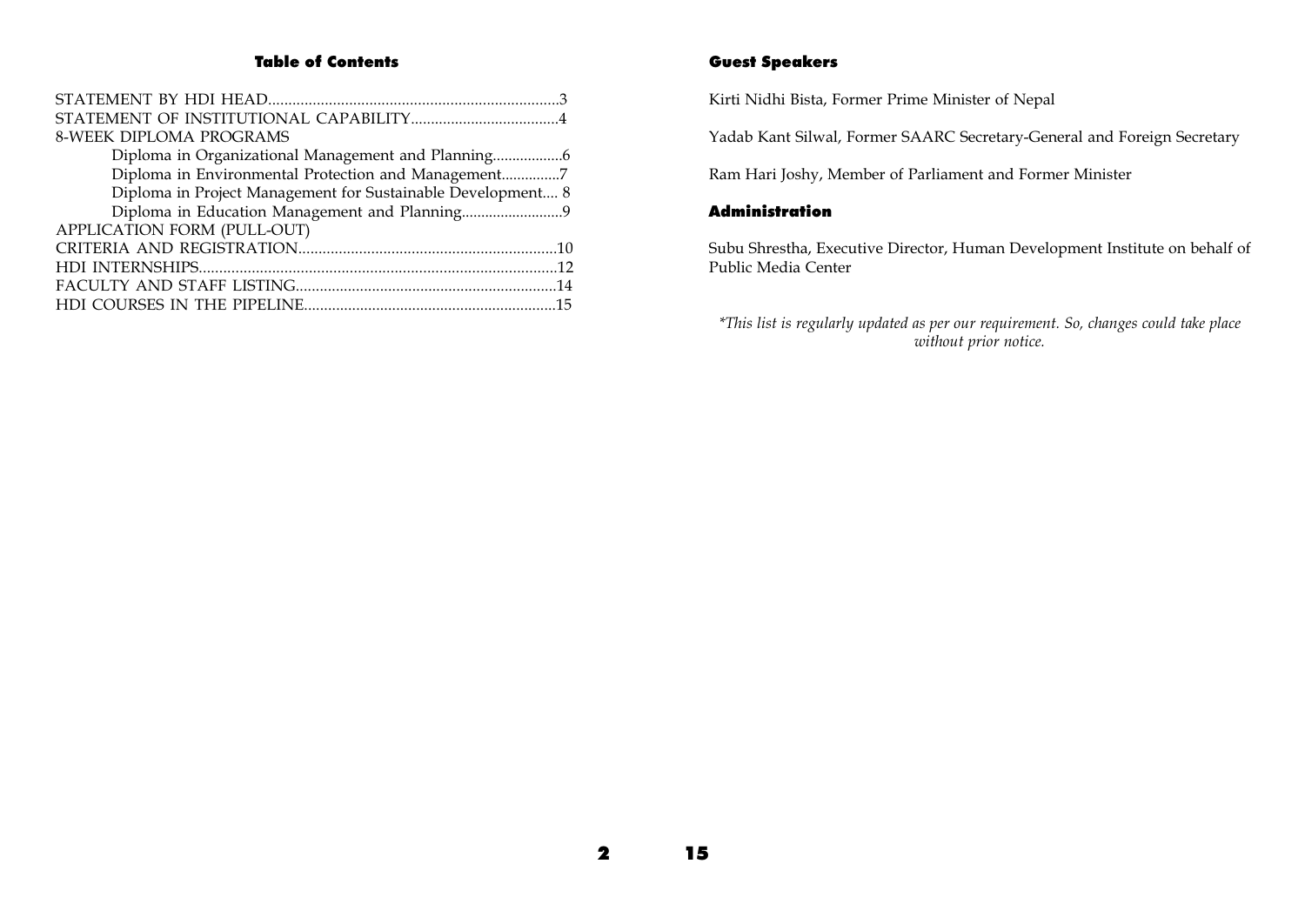## Table of Contents

STATEMENT BY HDI HEAD........................................................................3
STATEMENT OF INSTITUTIONAL CAPABILITY.....................................4
8-WEEK DIPLOMA PROGRAMS
- Diploma in Organizational Management and Planning..................6
- Diploma in Environmental Protection and Management...............7
- Diploma in Project Management for Sustainable Development.... 8
- Diploma in Education Management and Planning..........................9

APPLICATION FORM (PULL-OUT)
CRITERIA AND REGISTRATION................................................................10
HDI INTERNSHIPS.......................................................................................12
FACULTY AND STAFF LISTING.................................................................14
HDI COURSES IN THE PIPELINE..............................................................15

## Guest Speakers

Kirti Nidhi Bista, Former Prime Minister of Nepal

Yadab Kant Silwal, Former SAARC Secretary-General and Foreign Secretary

Ram Hari Joshy, Member of Parliament and Former Minister

## Administration

Subu Shrestha, Executive Director, Human Development Institute on behalf of Public Media Center

*\*This list is regularly updated as per our requirement. So, changes could take place without prior notice.*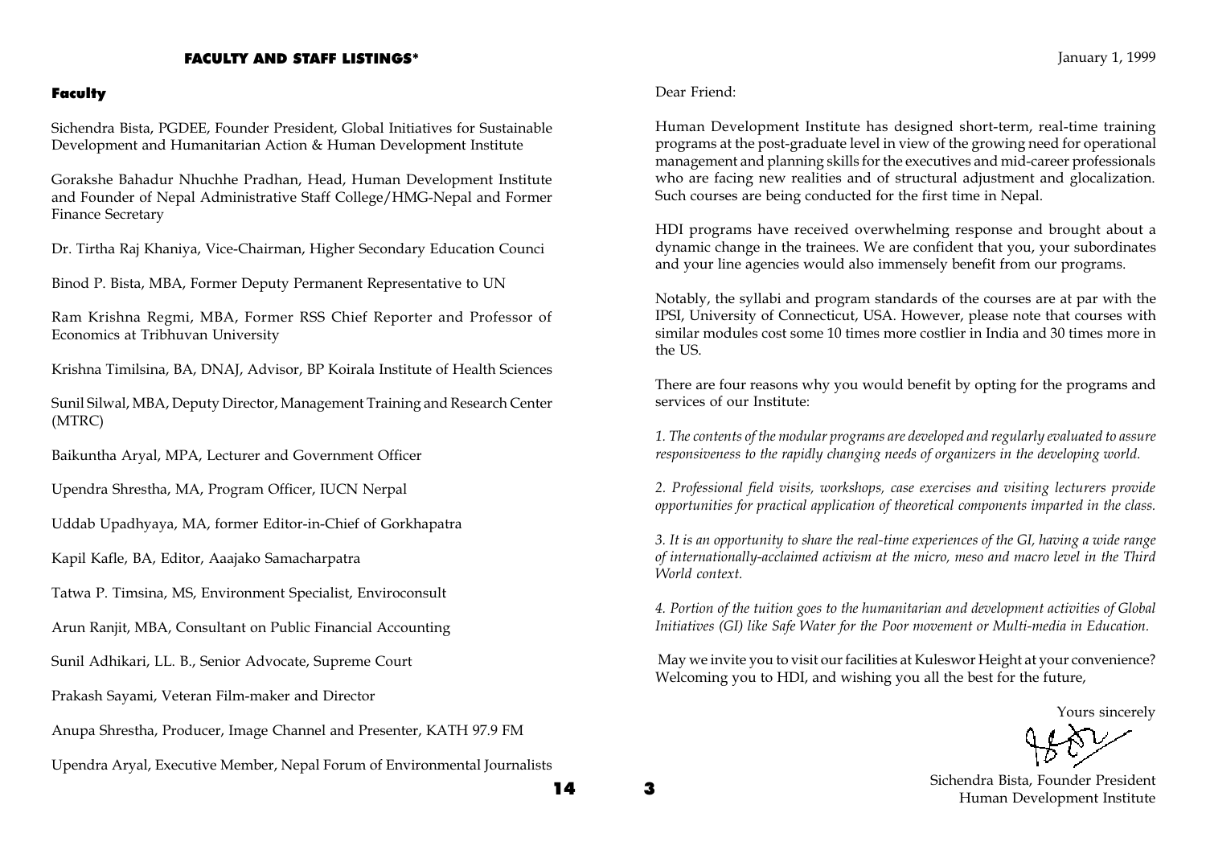## FACULTY AND STAFF LISTINGS*

### Faculty

Sichendra Bista, PGDEE, Founder President, Global Initiatives for Sustainable Development and Humanitarian Action & Human Development Institute

Gorakshe Bahadur Nhuchhe Pradhan, Head, Human Development Institute and Founder of Nepal Administrative Staff College/HMG-Nepal and Former Finance Secretary

Dr. Tirtha Raj Khaniya, Vice-Chairman, Higher Secondary Education Counci

Binod P. Bista, MBA, Former Deputy Permanent Representative to UN

Ram Krishna Regmi, MBA, Former RSS Chief Reporter and Professor of Economics at Tribhuvan University

Krishna Timilsina, BA, DNAJ, Advisor, BP Koirala Institute of Health Sciences

Sunil Silwal, MBA, Deputy Director, Management Training and Research Center (MTRC)

Baikuntha Aryal, MPA, Lecturer and Government Officer

Upendra Shrestha, MA, Program Officer, IUCN Nerpal

Uddab Upadhyaya, MA, former Editor-in-Chief of Gorkhapatra

Kapil Kafle, BA, Editor, Aaajako Samacharpatra

Tatwa P. Timsina, MS, Environment Specialist, Enviroconsult

Arun Ranjit, MBA, Consultant on Public Financial Accounting

Sunil Adhikari, LL. B., Senior Advocate, Supreme Court

Prakash Sayami, Veteran Film-maker and Director

Anupa Shrestha, Producer, Image Channel and Presenter, KATH 97.9 FM

Upendra Aryal, Executive Member, Nepal Forum of Environmental Journalists

January 1, 1999

Dear Friend:

Human Development Institute has designed short-term, real-time training programs at the post-graduate level in view of the growing need for operational management and planning skills for the executives and mid-career professionals who are facing new realities and of structural adjustment and glocalization. Such courses are being conducted for the first time in Nepal.

HDI programs have received overwhelming response and brought about a dynamic change in the trainees. We are confident that you, your subordinates and your line agencies would also immensely benefit from our programs.

Notably, the syllabi and program standards of the courses are at par with the IPSI, University of Connecticut, USA. However, please note that courses with similar modules cost some 10 times more costlier in India and 30 times more in the US.

There are four reasons why you would benefit by opting for the programs and services of our Institute:

*1. The contents of the modular programs are developed and regularly evaluated to assure responsiveness to the rapidly changing needs of organizers in the developing world.*

*2. Professional field visits, workshops, case exercises and visiting lecturers provide opportunities for practical application of theoretical components imparted in the class.*

*3. It is an opportunity to share the real-time experiences of the GI, having a wide range of internationally-acclaimed activism at the micro, meso and macro level in the Third World context.*

*4. Portion of the tuition goes to the humanitarian and development activities of Global Initiatives (GI) like Safe Water for the Poor movement or Multi-media in Education.*

May we invite you to visit our facilities at Kuleswor Height at your convenience? Welcoming you to HDI, and wishing you all the best for the future,

Yours sincerely

Sichendra Bista, Founder President
Human Development Institute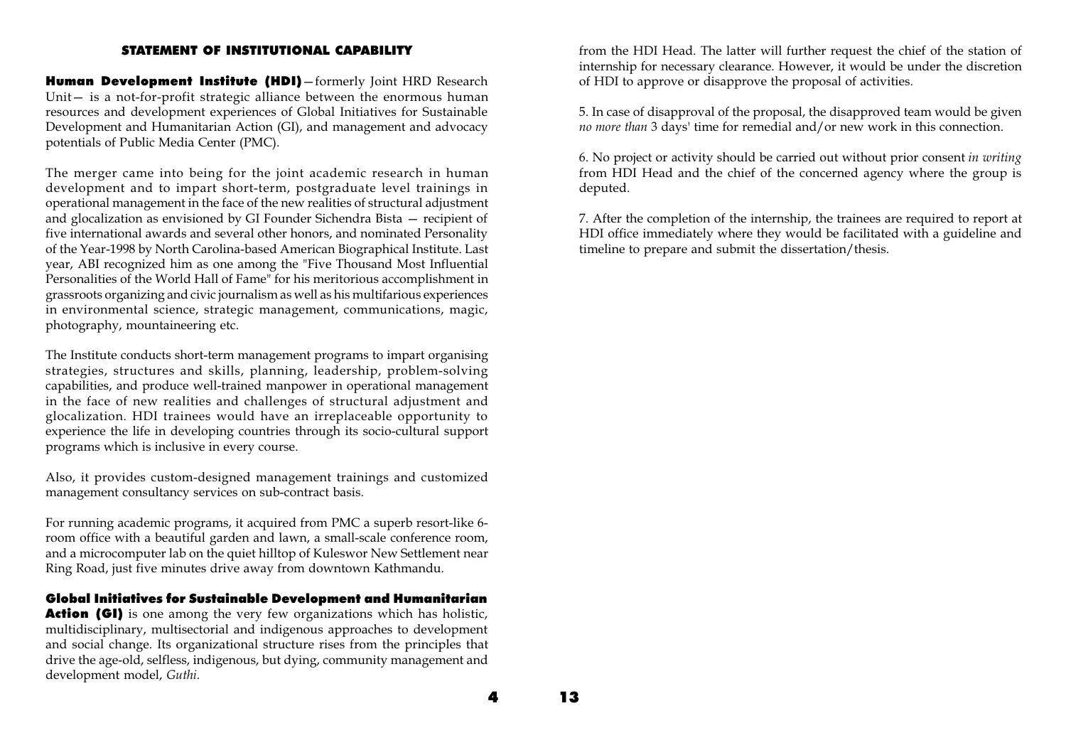## STATEMENT OF INSTITUTIONAL CAPABILITY

**Human Development Institute (HDI)**—formerly Joint HRD Research Unit— is a not-for-profit strategic alliance between the enormous human resources and development experiences of Global Initiatives for Sustainable Development and Humanitarian Action (GI), and management and advocacy potentials of Public Media Center (PMC).

The merger came into being for the joint academic research in human development and to impart short-term, postgraduate level trainings in operational management in the face of the new realities of structural adjustment and glocalization as envisioned by GI Founder Sichendra Bista — recipient of five international awards and several other honors, and nominated Personality of the Year-1998 by North Carolina-based American Biographical Institute. Last year, ABI recognized him as one among the "Five Thousand Most Influential Personalities of the World Hall of Fame" for his meritorious accomplishment in grassroots organizing and civic journalism as well as his multifarious experiences in environmental science, strategic management, communications, magic, photography, mountaineering etc.

The Institute conducts short-term management programs to impart organising strategies, structures and skills, planning, leadership, problem-solving capabilities, and produce well-trained manpower in operational management in the face of new realities and challenges of structural adjustment and glocalization. HDI trainees would have an irreplaceable opportunity to experience the life in developing countries through its socio-cultural support programs which is inclusive in every course.

Also, it provides custom-designed management trainings and customized management consultancy services on sub-contract basis.

For running academic programs, it acquired from PMC a superb resort-like 6-room office with a beautiful garden and lawn, a small-scale conference room, and a microcomputer lab on the quiet hilltop of Kuleswor New Settlement near Ring Road, just five minutes drive away from downtown Kathmandu.

**Global Initiatives for Sustainable Development and Humanitarian Action (GI)** is one among the very few organizations which has holistic, multidisciplinary, multisectorial and indigenous approaches to development and social change. Its organizational structure rises from the principles that drive the age-old, selfless, indigenous, but dying, community management and development model, *Guthi*.

from the HDI Head. The latter will further request the chief of the station of internship for necessary clearance. However, it would be under the discretion of HDI to approve or disapprove the proposal of activities.

5. In case of disapproval of the proposal, the disapproved team would be given *no more than* 3 days' time for remedial and/or new work in this connection.

6. No project or activity should be carried out without prior consent *in writing* from HDI Head and the chief of the concerned agency where the group is deputed.

7. After the completion of the internship, the trainees are required to report at HDI office immediately where they would be facilitated with a guideline and timeline to prepare and submit the dissertation/thesis.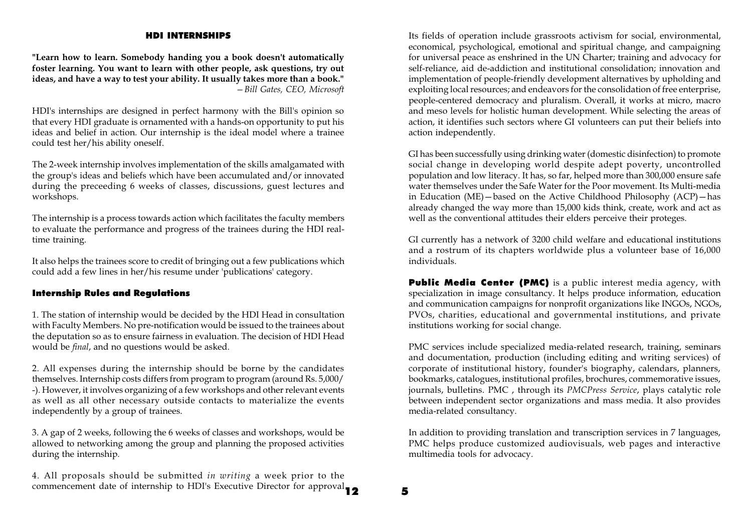## HDI INTERNSHIPS

**"Learn how to learn. Somebody handing you a book doesn't automatically foster learning. You want to learn with other people, ask questions, try out ideas, and have a way to test your ability. It usually takes more than a book."**
—*Bill Gates, CEO, Microsoft*

HDI's internships are designed in perfect harmony with the Bill's opinion so that every HDI graduate is ornamented with a hands-on opportunity to put his ideas and belief in action. Our internship is the ideal model where a trainee could test her/his ability oneself.

The 2-week internship involves implementation of the skills amalgamated with the group's ideas and beliefs which have been accumulated and/or innovated during the preceeding 6 weeks of classes, discussions, guest lectures and workshops.

The internship is a process towards action which facilitates the faculty members to evaluate the performance and progress of the trainees during the HDI real-time training.

It also helps the trainees score to credit of bringing out a few publications which could add a few lines in her/his resume under 'publications' category.

### Internship Rules and Regulations

1. The station of internship would be decided by the HDI Head in consultation with Faculty Members. No pre-notification would be issued to the trainees about the deputation so as to ensure fairness in evaluation. The decision of HDI Head would be *final*, and no questions would be asked.

2. All expenses during the internship should be borne by the candidates themselves. Internship costs differs from program to program (around Rs. 5,000/-). However, it involves organizing of a few workshops and other relevant events as well as all other necessary outside contacts to materialize the events independently by a group of trainees.

3. A gap of 2 weeks, following the 6 weeks of classes and workshops, would be allowed to networking among the group and planning the proposed activities during the internship.

4. All proposals should be submitted *in writing* a week prior to the commencement date of internship to HDI's Executive Director for approval.

Its fields of operation include grassroots activism for social, environmental, economical, psychological, emotional and spiritual change, and campaigning for universal peace as enshrined in the UN Charter; training and advocacy for self-reliance, aid de-addiction and institutional consolidation; innovation and implementation of people-friendly development alternatives by upholding and exploiting local resources; and endeavors for the consolidation of free enterprise, people-centered democracy and pluralism. Overall, it works at micro, macro and meso levels for holistic human development. While selecting the areas of action, it identifies such sectors where GI volunteers can put their beliefs into action independently.

GI has been successfully using drinking water (domestic disinfection) to promote social change in developing world despite adept poverty, uncontrolled population and low literacy. It has, so far, helped more than 300,000 ensure safe water themselves under the Safe Water for the Poor movement. Its Multi-media in Education (ME)—based on the Active Childhood Philosophy (ACP)—has already changed the way more than 15,000 kids think, create, work and act as well as the conventional attitudes their elders perceive their proteges.

GI currently has a network of 3200 child welfare and educational institutions and a rostrum of its chapters worldwide plus a volunteer base of 16,000 individuals.

**Public Media Center (PMC)** is a public interest media agency, with specialization in image consultancy. It helps produce information, education and communication campaigns for nonprofit organizations like INGOs, NGOs, PVOs, charities, educational and governmental institutions, and private institutions working for social change.

PMC services include specialized media-related research, training, seminars and documentation, production (including editing and writing services) of corporate of institutional history, founder's biography, calendars, planners, bookmarks, catalogues, institutional profiles, brochures, commemorative issues, journals, bulletins. PMC , through its *PMCPress Service*, plays catalytic role between independent sector organizations and mass media. It also provides media-related consultancy.

In addition to providing translation and transcription services in 7 languages, PMC helps produce customized audiovisuals, web pages and interactive multimedia tools for advocacy.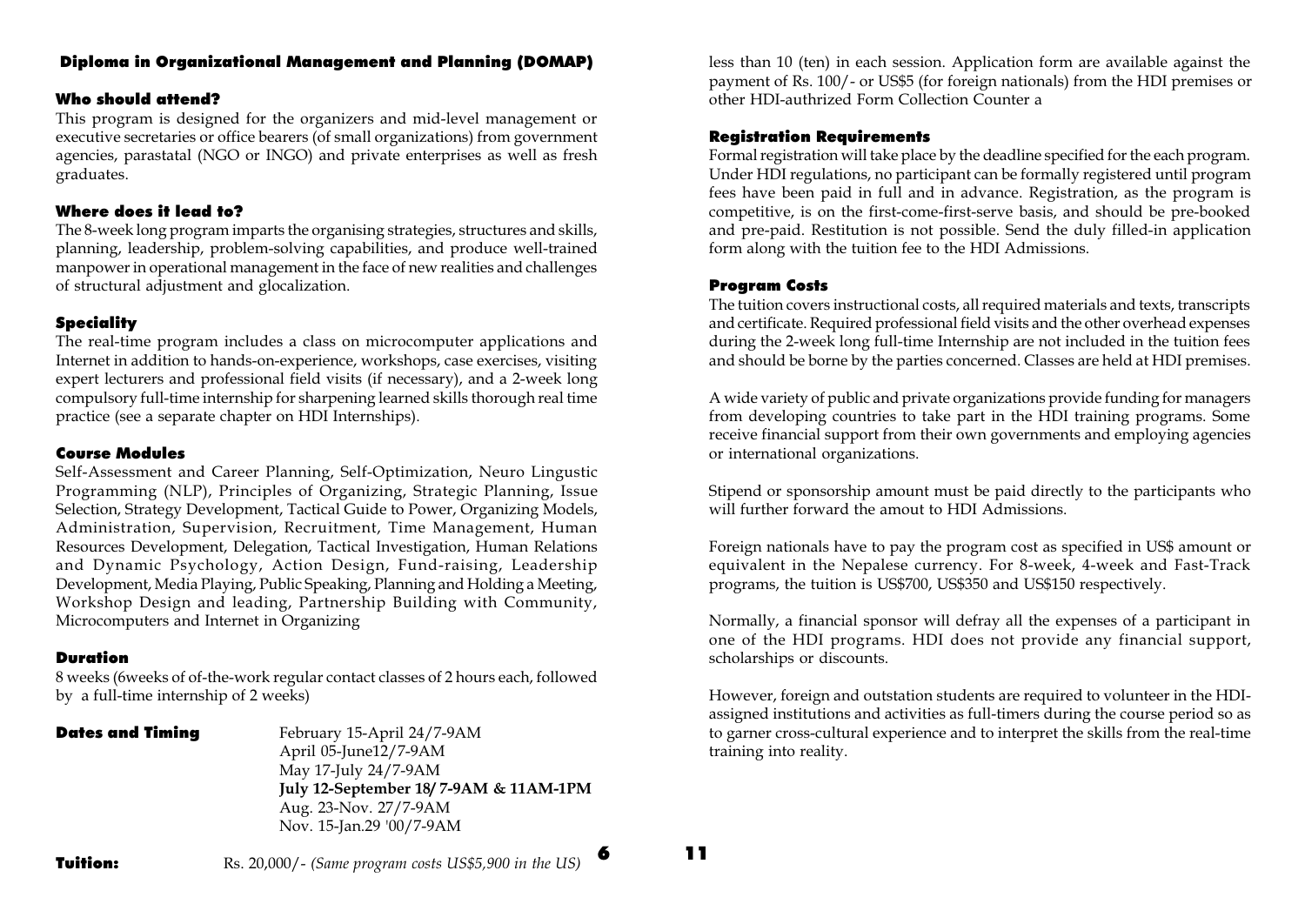## Diploma in Organizational Management and Planning (DOMAP)

### Who should attend?

This program is designed for the organizers and mid-level management or executive secretaries or office bearers (of small organizations) from government agencies, parastatal (NGO or INGO) and private enterprises as well as fresh graduates.

### Where does it lead to?

The 8-week long program imparts the organising strategies, structures and skills, planning, leadership, problem-solving capabilities, and produce well-trained manpower in operational management in the face of new realities and challenges of structural adjustment and glocalization.

### Speciality

The real-time program includes a class on microcomputer applications and Internet in addition to hands-on-experience, workshops, case exercises, visiting expert lecturers and professional field visits (if necessary), and a 2-week long compulsory full-time internship for sharpening learned skills thorough real time practice (see a separate chapter on HDI Internships).

### Course Modules

Self-Assessment and Career Planning, Self-Optimization, Neuro Lingustic Programming (NLP), Principles of Organizing, Strategic Planning, Issue Selection, Strategy Development, Tactical Guide to Power, Organizing Models, Administration, Supervision, Recruitment, Time Management, Human Resources Development, Delegation, Tactical Investigation, Human Relations and Dynamic Psychology, Action Design, Fund-raising, Leadership Development, Media Playing, Public Speaking, Planning and Holding a Meeting, Workshop Design and leading, Partnership Building with Community, Microcomputers and Internet in Organizing

### Duration

8 weeks (6weeks of of-the-work regular contact classes of 2 hours each, followed by a full-time internship of 2 weeks)

**Dates and Timing**

February 15-April 24/7-9AM
April 05-June12/7-9AM
May 17-July 24/7-9AM
**July 12-September 18/ 7-9AM & 11AM-1PM**
Aug. 23-Nov. 27/7-9AM
Nov. 15-Jan.29 '00/7-9AM

**Tuition:** Rs. 20,000/- *(Same program costs US$5,900 in the US)*

less than 10 (ten) in each session. Application form are available against the payment of Rs. 100/- or US$5 (for foreign nationals) from the HDI premises or other HDI-authrized Form Collection Counter a

### Registration Requirements

Formal registration will take place by the deadline specified for the each program. Under HDI regulations, no participant can be formally registered until program fees have been paid in full and in advance. Registration, as the program is competitive, is on the first-come-first-serve basis, and should be pre-booked and pre-paid. Restitution is not possible. Send the duly filled-in application form along with the tuition fee to the HDI Admissions.

### Program Costs

The tuition covers instructional costs, all required materials and texts, transcripts and certificate. Required professional field visits and the other overhead expenses during the 2-week long full-time Internship are not included in the tuition fees and should be borne by the parties concerned. Classes are held at HDI premises.

A wide variety of public and private organizations provide funding for managers from developing countries to take part in the HDI training programs. Some receive financial support from their own governments and employing agencies or international organizations.

Stipend or sponsorship amount must be paid directly to the participants who will further forward the amout to HDI Admissions.

Foreign nationals have to pay the program cost as specified in US$ amount or equivalent in the Nepalese currency. For 8-week, 4-week and Fast-Track programs, the tuition is US$700, US$350 and US$150 respectively.

Normally, a financial sponsor will defray all the expenses of a participant in one of the HDI programs. HDI does not provide any financial support, scholarships or discounts.

However, foreign and outstation students are required to volunteer in the HDI-assigned institutions and activities as full-timers during the course period so as to garner cross-cultural experience and to interpret the skills from the real-time training into reality.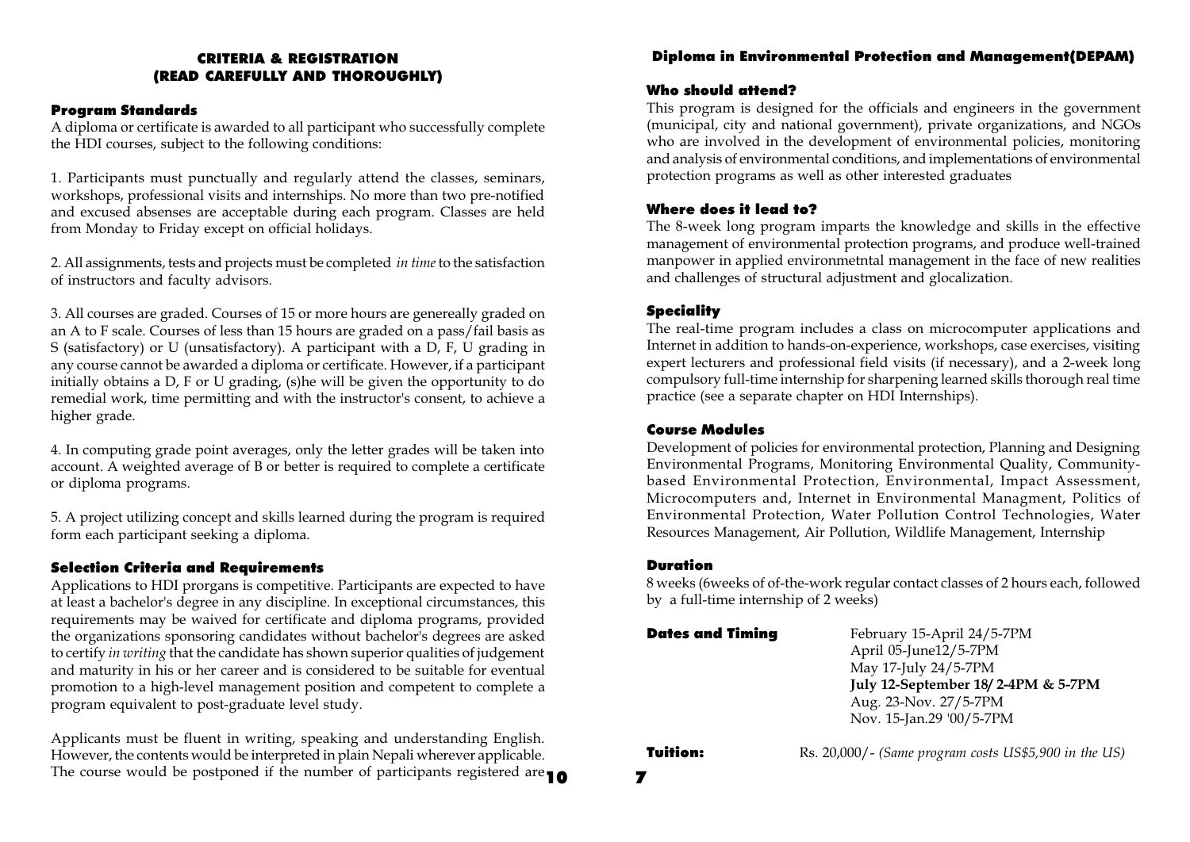### CRITERIA & REGISTRATION
### (READ CAREFULLY AND THOROUGHLY)

#### Program Standards

A diploma or certificate is awarded to all participant who successfully complete the HDI courses, subject to the following conditions:

1. Participants must punctually and regularly attend the classes, seminars, workshops, professional visits and internships. No more than two pre-notified and excused absenses are acceptable during each program. Classes are held from Monday to Friday except on official holidays.

2. All assignments, tests and projects must be completed *in time* to the satisfaction of instructors and faculty advisors.

3. All courses are graded. Courses of 15 or more hours are genereally graded on an A to F scale. Courses of less than 15 hours are graded on a pass/fail basis as S (satisfactory) or U (unsatisfactory). A participant with a D, F, U grading in any course cannot be awarded a diploma or certificate. However, if a participant initially obtains a D, F or U grading, (s)he will be given the opportunity to do remedial work, time permitting and with the instructor's consent, to achieve a higher grade.

4. In computing grade point averages, only the letter grades will be taken into account. A weighted average of B or better is required to complete a certificate or diploma programs.

5. A project utilizing concept and skills learned during the program is required form each participant seeking a diploma.

#### Selection Criteria and Requirements

Applications to HDI prorgans is competitive. Participants are expected to have at least a bachelor's degree in any discipline. In exceptional circumstances, this requirements may be waived for certificate and diploma programs, provided the organizations sponsoring candidates without bachelor's degrees are asked to certify *in writing* that the candidate has shown superior qualities of judgement and maturity in his or her career and is considered to be suitable for eventual promotion to a high-level management position and competent to complete a program equivalent to post-graduate level study.

Applicants must be fluent in writing, speaking and understanding English. However, the contents would be interpreted in plain Nepali wherever applicable. The course would be postponed if the number of participants registered are

### Diploma in Environmental Protection and Management(DEPAM)

#### Who should attend?

This program is designed for the officials and engineers in the government (municipal, city and national government), private organizations, and NGOs who are involved in the development of environmental policies, monitoring and analysis of environmental conditions, and implementations of environmental protection programs as well as other interested graduates

#### Where does it lead to?

The 8-week long program imparts the knowledge and skills in the effective management of environmental protection programs, and produce well-trained manpower in applied environmetntal management in the face of new realities and challenges of structural adjustment and glocalization.

#### Speciality

The real-time program includes a class on microcomputer applications and Internet in addition to hands-on-experience, workshops, case exercises, visiting expert lecturers and professional field visits (if necessary), and a 2-week long compulsory full-time internship for sharpening learned skills thorough real time practice (see a separate chapter on HDI Internships).

#### Course Modules

Development of policies for environmental protection, Planning and Designing Environmental Programs, Monitoring Environmental Quality, Community-based Environmental Protection, Environmental, Impact Assessment, Microcomputers and, Internet in Environmental Managment, Politics of Environmental Protection, Water Pollution Control Technologies, Water Resources Management, Air Pollution, Wildlife Management, Internship

#### Duration

8 weeks (6weeks of of-the-work regular contact classes of 2 hours each, followed by a full-time internship of 2 weeks)

**Dates and Timing**

February 15-April 24/5-7PM
April 05-June12/5-7PM
May 17-July 24/5-7PM
**July 12-September 18/ 2-4PM & 5-7PM**
Aug. 23-Nov. 27/5-7PM
Nov. 15-Jan.29 '00/5-7PM

**Tuition:** Rs. 20,000/- *(Same program costs US$5,900 in the US)*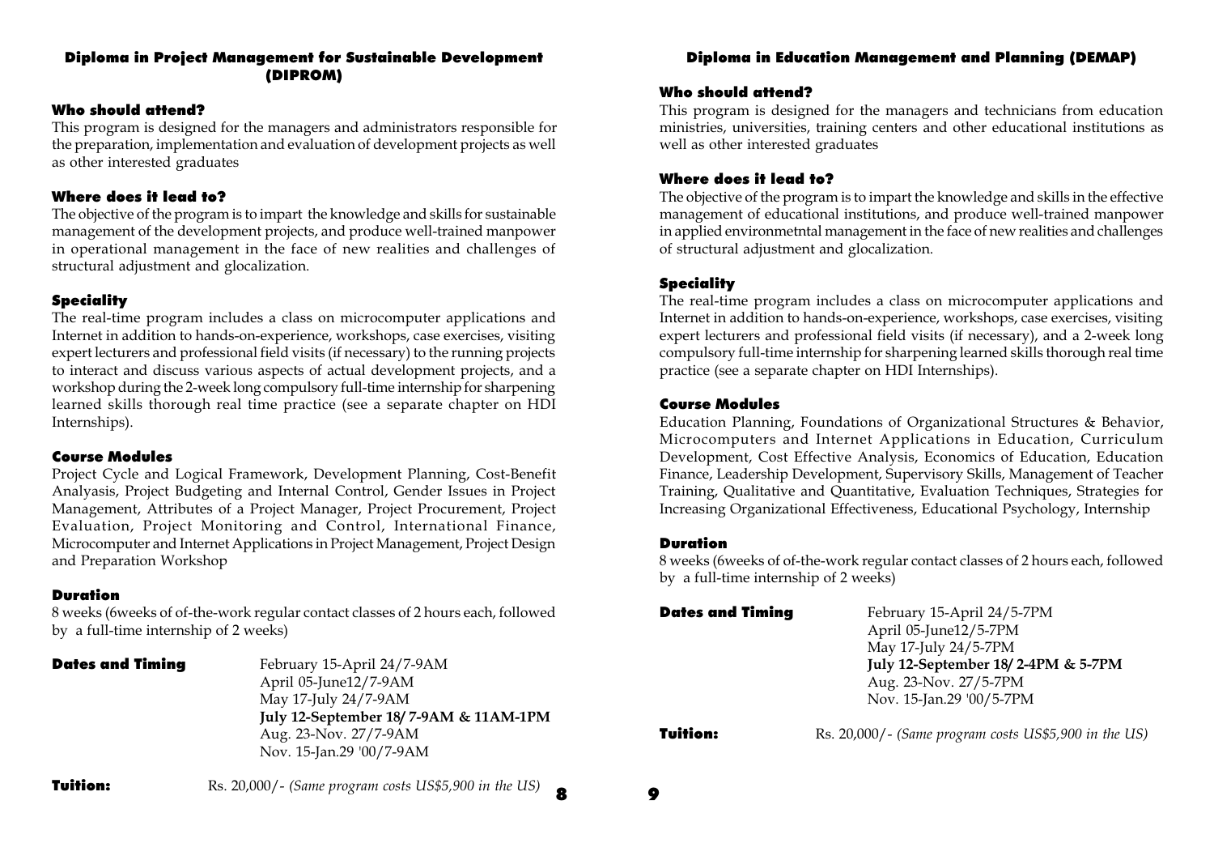## Diploma in Project Management for Sustainable Development (DIPROM)

### Who should attend?

This program is designed for the managers and administrators responsible for the preparation, implementation and evaluation of development projects as well as other interested graduates

### Where does it lead to?

The objective of the program is to impart the knowledge and skills for sustainable management of the development projects, and produce well-trained manpower in operational management in the face of new realities and challenges of structural adjustment and glocalization.

### Speciality

The real-time program includes a class on microcomputer applications and Internet in addition to hands-on-experience, workshops, case exercises, visiting expert lecturers and professional field visits (if necessary) to the running projects to interact and discuss various aspects of actual development projects, and a workshop during the 2-week long compulsory full-time internship for sharpening learned skills thorough real time practice (see a separate chapter on HDI Internships).

### Course Modules

Project Cycle and Logical Framework, Development Planning, Cost-Benefit Analyasis, Project Budgeting and Internal Control, Gender Issues in Project Management, Attributes of a Project Manager, Project Procurement, Project Evaluation, Project Monitoring and Control, International Finance, Microcomputer and Internet Applications in Project Management, Project Design and Preparation Workshop

### Duration

8 weeks (6weeks of of-the-work regular contact classes of 2 hours each, followed by a full-time internship of 2 weeks)

**Dates and Timing**

February 15-April 24/7-9AM
April 05-June12/7-9AM
May 17-July 24/7-9AM
**July 12-September 18/ 7-9AM & 11AM-1PM**
Aug. 23-Nov. 27/7-9AM
Nov. 15-Jan.29 '00/7-9AM

**Tuition:** Rs. 20,000/- *(Same program costs US$5,900 in the US)*

## Diploma in Education Management and Planning (DEMAP)

### Who should attend?

This program is designed for the managers and technicians from education ministries, universities, training centers and other educational institutions as well as other interested graduates

### Where does it lead to?

The objective of the program is to impart the knowledge and skills in the effective management of educational institutions, and produce well-trained manpower in applied environmetntal management in the face of new realities and challenges of structural adjustment and glocalization.

### Speciality

The real-time program includes a class on microcomputer applications and Internet in addition to hands-on-experience, workshops, case exercises, visiting expert lecturers and professional field visits (if necessary), and a 2-week long compulsory full-time internship for sharpening learned skills thorough real time practice (see a separate chapter on HDI Internships).

### Course Modules

Education Planning, Foundations of Organizational Structures & Behavior, Microcomputers and Internet Applications in Education, Curriculum Development, Cost Effective Analysis, Economics of Education, Education Finance, Leadership Development, Supervisory Skills, Management of Teacher Training, Qualitative and Quantitative, Evaluation Techniques, Strategies for Increasing Organizational Effectiveness, Educational Psychology, Internship

### Duration

8 weeks (6weeks of of-the-work regular contact classes of 2 hours each, followed by a full-time internship of 2 weeks)

**Dates and Timing**

February 15-April 24/5-7PM
April 05-June12/5-7PM
May 17-July 24/5-7PM
**July 12-September 18/ 2-4PM & 5-7PM**
Aug. 23-Nov. 27/5-7PM
Nov. 15-Jan.29 '00/5-7PM

**Tuition:** Rs. 20,000/- *(Same program costs US$5,900 in the US)*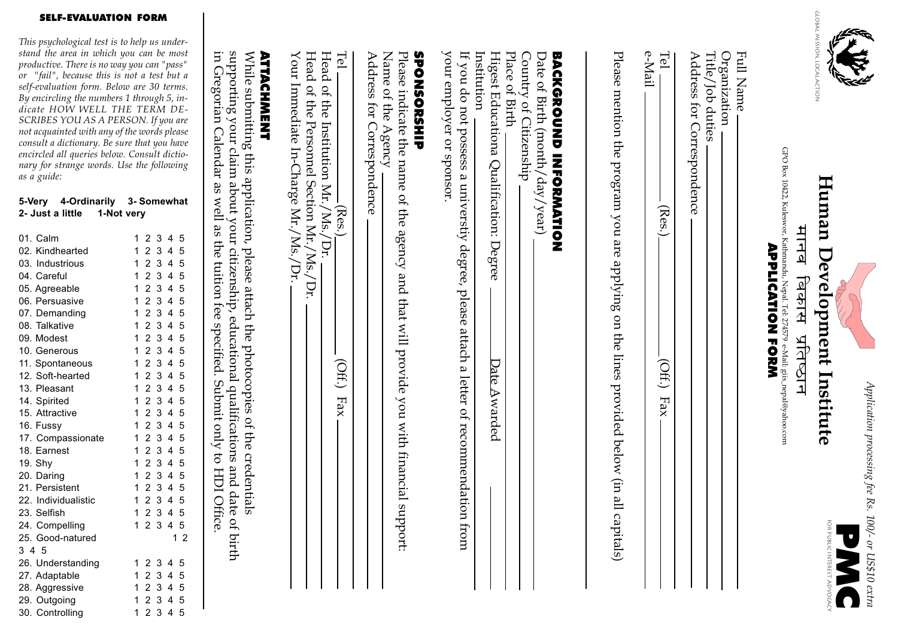*Application processing fee Rs. 100/- or US$10 extra*

GLOBAL MISSION. LOCAL ACTION

PMC FOR PUBLIC INTEREST ADVOCACY

# Human Development Institute

मानव विकास प्रतिष्ठान

GPO Box 10422, Kuleswor, Kathmandu, Nepal. Tel: 274579 e-Mail: giis_nepal@yahoo.com

## APPLICATION FORM

Full Name ____________________

Organization ____________________

Title/Job duties ____________________

Address for Correspondence ____________________

Tel __________ (Res.) __________ (Off.) Fax __________

e-Mail ____________________

Please mention the program you are applying on the lines provided below (in all capitals)

____________________

## BACKGROUND INFORMATION

Date of Birth (month/day/year) ____________________

Country of Citizenship ____________________

Place of Birth ____________________

Higest Educationa Qualification: Degree __________ Date Awarded __________

Institution ____________________

If you do not possess a universtiy degree, please attach a letter of recommendation from your employer or sponsor.

## SPONSORSHIP

Please indicate the name of the agency and that will provide you with financial support:

Name of the Agency ____________________

Address for Correspondence ____________________

Tel __________ (Res.) __________ (Off.) Fax __________

Head of the Institution Mr./Ms./Dr. ____________________

Head of the Personnel Section Mr./Ms./Dr. ____________________

Your Immediate In-Charge Mr./Ms./Dr. ____________________

## ATTACHMENT

While submitting this application, please attach the photocopies of the credentials supporting your claim about your citizenship, educational qualifications and date of birth in Gregorian Calendar as well as the tuition fee specified. Submit only to HDI Office.

## SELF-EVALUATION FORM

*This psychological test is to help us understand the area in which you can be most productive. There is no way you can "pass" or "fail", because this is not a test but a self-evaluation form. Below are 30 terms. By encircling the numbers 1 through 5, indicate HOW WELL THE TERM DESCRIBES YOU AS A PERSON. If you are not acquainted with any of the words please consult a dictionary. Be sure that you have encircled all queries below. Consult dictionary for strange words. Use the following as a guide:*

**5-Very 4-Ordinarily 3- Somewhat 2- Just a little 1-Not very**

| | |
|---|---|
| 01. Calm | 1 2 3 4 5 |
| 02. Kindhearted | 1 2 3 4 5 |
| 03. Industrious | 1 2 3 4 5 |
| 04. Careful | 1 2 3 4 5 |
| 05. Agreeable | 1 2 3 4 5 |
| 06. Persuasive | 1 2 3 4 5 |
| 07. Demanding | 1 2 3 4 5 |
| 08. Talkative | 1 2 3 4 5 |
| 09. Modest | 1 2 3 4 5 |
| 10. Generous | 1 2 3 4 5 |
| 11. Spontaneous | 1 2 3 4 5 |
| 12. Soft-hearted | 1 2 3 4 5 |
| 13. Pleasant | 1 2 3 4 5 |
| 14. Spirited | 1 2 3 4 5 |
| 15. Attractive | 1 2 3 4 5 |
| 16. Fussy | 1 2 3 4 5 |
| 17. Compassionate | 1 2 3 4 5 |
| 18. Earnest | 1 2 3 4 5 |
| 19. Shy | 1 2 3 4 5 |
| 20. Daring | 1 2 3 4 5 |
| 21. Persistent | 1 2 3 4 5 |
| 22. Individualistic | 1 2 3 4 5 |
| 23. Selfish | 1 2 3 4 5 |
| 24. Compelling | 1 2 3 4 5 |
| 25. Good-natured | 1 2 3 4 5 |
| 26. Understanding | 1 2 3 4 5 |
| 27. Adaptable | 1 2 3 4 5 |
| 28. Aggressive | 1 2 3 4 5 |
| 29. Outgoing | 1 2 3 4 5 |
| 30. Controlling | 1 2 3 4 5 |